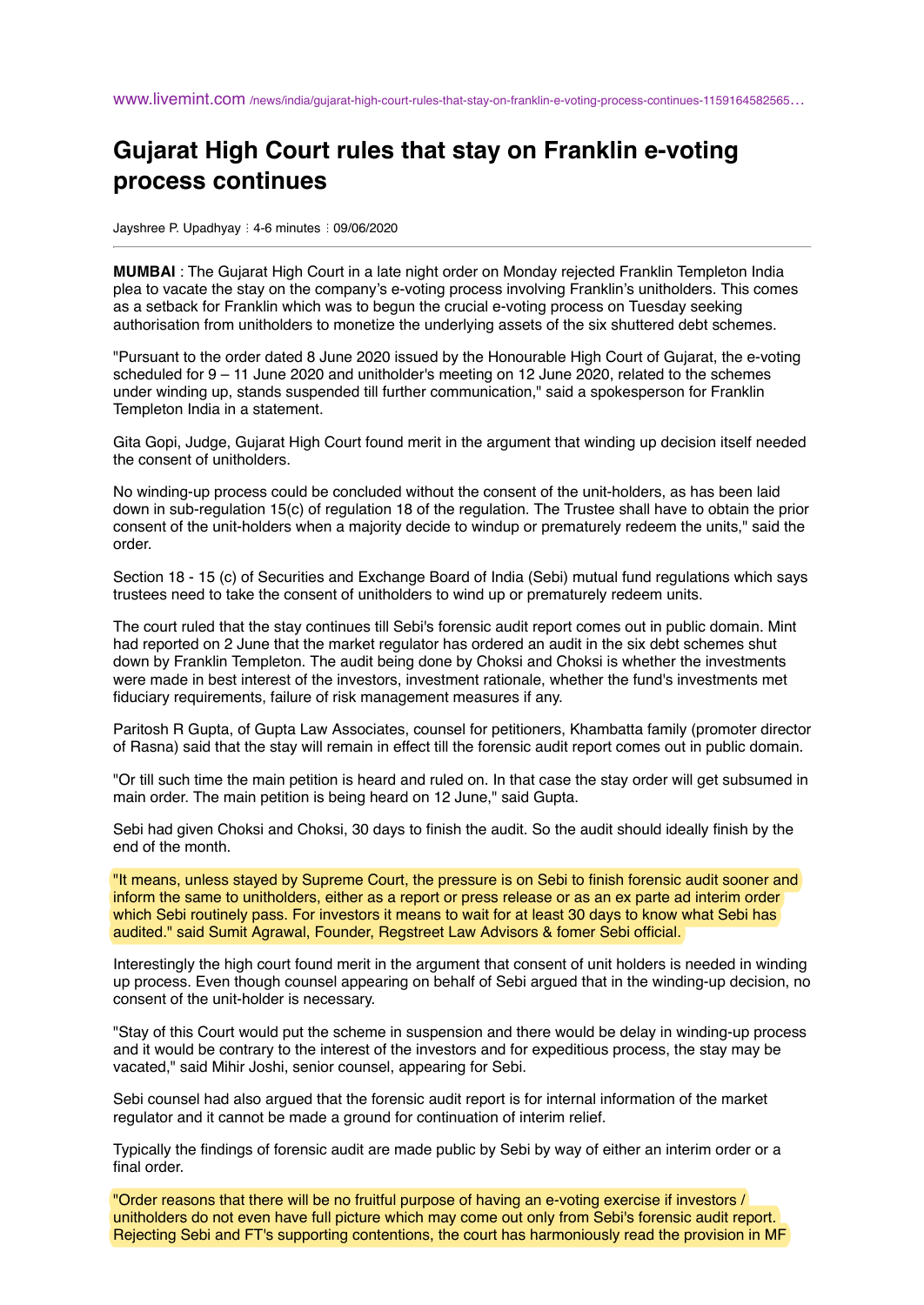www.livemint.com /news/india/gujarat-high-court-rules-that-stay-on-franklin-e-voting-process-continues-1159164582565…

# Gujarat High Court rules that stay on Franklin e-voting process continues

Jayshree P. Upadhyay ⁝ 4-6 minutes ⁝ 09/06/2020

**MUMBAI** : The Gujarat High Court in a late night order on Monday rejected Franklin Templeton India plea to vacate the stay on the company's e-voting process involving Franklin's unitholders. This comes as a setback for Franklin which was to begun the crucial e-voting process on Tuesday seeking authorisation from unitholders to monetize the underlying assets of the six shuttered debt schemes.

"Pursuant to the order dated 8 June 2020 issued by the Honourable High Court of Gujarat, the e-voting scheduled for 9 – 11 June 2020 and unitholder's meeting on 12 June 2020, related to the schemes under winding up, stands suspended till further communication," said a spokesperson for Franklin Templeton India in a statement.

Gita Gopi, Judge, Gujarat High Court found merit in the argument that winding up decision itself needed the consent of unitholders.

No winding-up process could be concluded without the consent of the unit-holders, as has been laid down in sub-regulation 15(c) of regulation 18 of the regulation. The Trustee shall have to obtain the prior consent of the unit-holders when a majority decide to windup or prematurely redeem the units," said the order.

Section 18 - 15 (c) of Securities and Exchange Board of India (Sebi) mutual fund regulations which says trustees need to take the consent of unitholders to wind up or prematurely redeem units.

The court ruled that the stay continues till Sebi's forensic audit report comes out in public domain. Mint had reported on 2 June that the market regulator has ordered an audit in the six debt schemes shut down by Franklin Templeton. The audit being done by Choksi and Choksi is whether the investments were made in best interest of the investors, investment rationale, whether the fund's investments met fiduciary requirements, failure of risk management measures if any.

Paritosh R Gupta, of Gupta Law Associates, counsel for petitioners, Khambatta family (promoter director of Rasna) said that the stay will remain in effect till the forensic audit report comes out in public domain.

"Or till such time the main petition is heard and ruled on. In that case the stay order will get subsumed in main order. The main petition is being heard on 12 June," said Gupta.

Sebi had given Choksi and Choksi, 30 days to finish the audit. So the audit should ideally finish by the end of the month.

"It means, unless stayed by Supreme Court, the pressure is on Sebi to finish forensic audit sooner and inform the same to unitholders, either as a report or press release or as an ex parte ad interim order which Sebi routinely pass. For investors it means to wait for at least 30 days to know what Sebi has audited." said Sumit Agrawal, Founder, Regstreet Law Advisors & fomer Sebi official.

Interestingly the high court found merit in the argument that consent of unit holders is needed in winding up process. Even though counsel appearing on behalf of Sebi argued that in the winding-up decision, no consent of the unit-holder is necessary.

"Stay of this Court would put the scheme in suspension and there would be delay in winding-up process and it would be contrary to the interest of the investors and for expeditious process, the stay may be vacated," said Mihir Joshi, senior counsel, appearing for Sebi.

Sebi counsel had also argued that the forensic audit report is for internal information of the market regulator and it cannot be made a ground for continuation of interim relief.

Typically the findings of forensic audit are made public by Sebi by way of either an interim order or a final order.

"Order reasons that there will be no fruitful purpose of having an e-voting exercise if investors / unitholders do not even have full picture which may come out only from Sebi's forensic audit report. Rejecting Sebi and FT's supporting contentions, the court has harmoniously read the provision in MF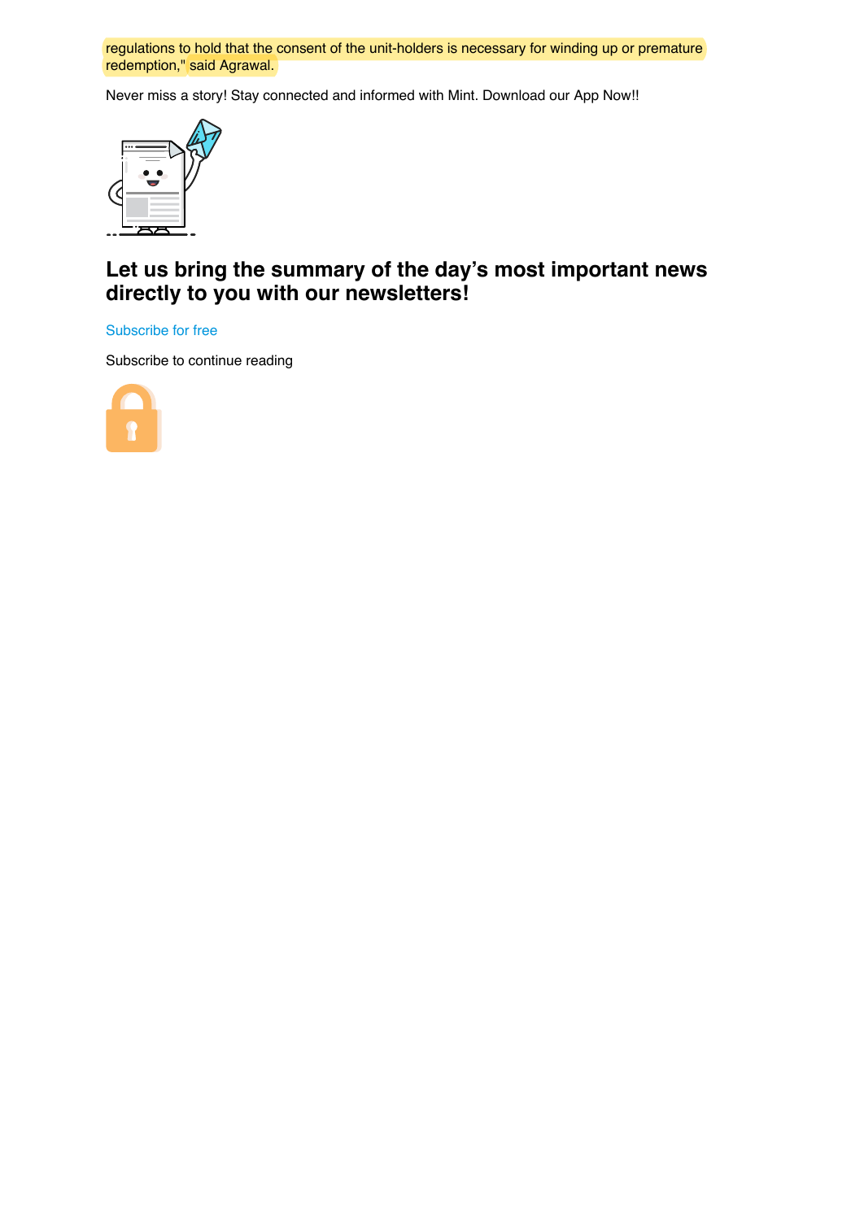regulations to hold that the consent of the unit-holders is necessary for winding up or premature redemption," said Agrawal.

Never miss a story! Stay connected and informed with Mint. Download our App Now!!

## Let us bring the summary of the day's most important news directly to you with our newsletters!

Subscribe for free

Subscribe to continue reading